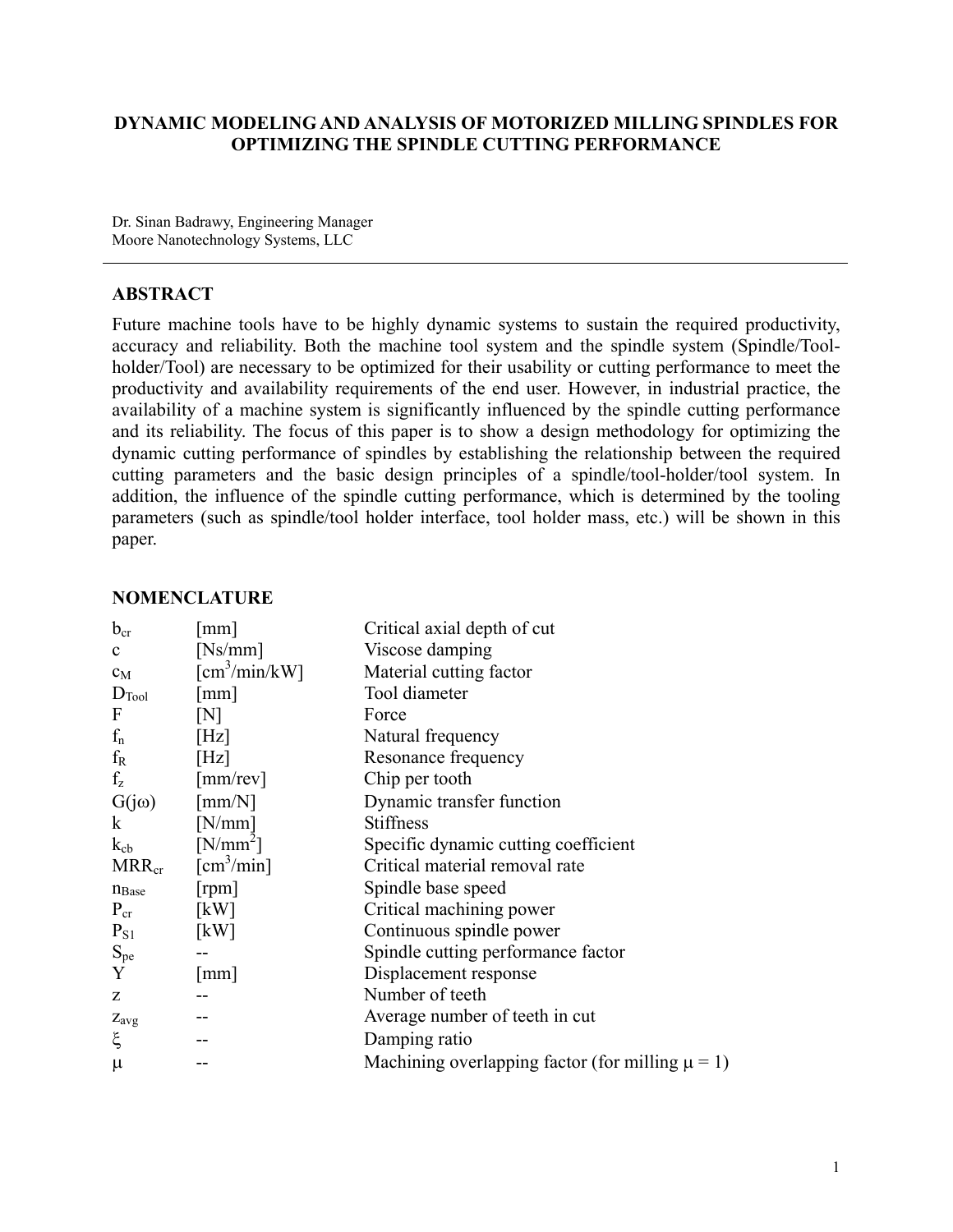# DYNAMIC MODELING AND ANALYSIS OF MOTORIZED MILLING SPINDLES FOR OPTIMIZING THE SPINDLE CUTTING PERFORMANCE

Dr. Sinan Badrawy, Engineering Manager
Moore Nanotechnology Systems, LLC

## ABSTRACT

Future machine tools have to be highly dynamic systems to sustain the required productivity, accuracy and reliability. Both the machine tool system and the spindle system (Spindle/Tool-holder/Tool) are necessary to be optimized for their usability or cutting performance to meet the productivity and availability requirements of the end user. However, in industrial practice, the availability of a machine system is significantly influenced by the spindle cutting performance and its reliability. The focus of this paper is to show a design methodology for optimizing the dynamic cutting performance of spindles by establishing the relationship between the required cutting parameters and the basic design principles of a spindle/tool-holder/tool system. In addition, the influence of the spindle cutting performance, which is determined by the tooling parameters (such as spindle/tool holder interface, tool holder mass, etc.) will be shown in this paper.

## NOMENCLATURE

| Symbol | Unit | Description |
|---|---|---|
| $b_{cr}$ | [mm] | Critical axial depth of cut |
| $c$ | [Ns/mm] | Viscose damping |
| $c_M$ | [$cm^3$/min/kW] | Material cutting factor |
| $D_{Tool}$ | [mm] | Tool diameter |
| $F$ | [N] | Force |
| $f_n$ | [Hz] | Natural frequency |
| $f_R$ | [Hz] | Resonance frequency |
| $f_z$ | [mm/rev] | Chip per tooth |
| $G(j\omega)$ | [mm/N] | Dynamic transfer function |
| $k$ | [N/mm] | Stiffness |
| $k_{cb}$ | [N/$mm^2$] | Specific dynamic cutting coefficient |
| $MRR_{cr}$ | [$cm^3$/min] | Critical material removal rate |
| $n_{Base}$ | [rpm] | Spindle base speed |
| $P_{cr}$ | [kW] | Critical machining power |
| $P_{S1}$ | [kW] | Continuous spindle power |
| $S_{pe}$ | -- | Spindle cutting performance factor |
| $Y$ | [mm] | Displacement response |
| $z$ | -- | Number of teeth |
| $z_{avg}$ | -- | Average number of teeth in cut |
| $\xi$ | -- | Damping ratio |
| $\mu$ | -- | Machining overlapping factor (for milling $\mu = 1$) |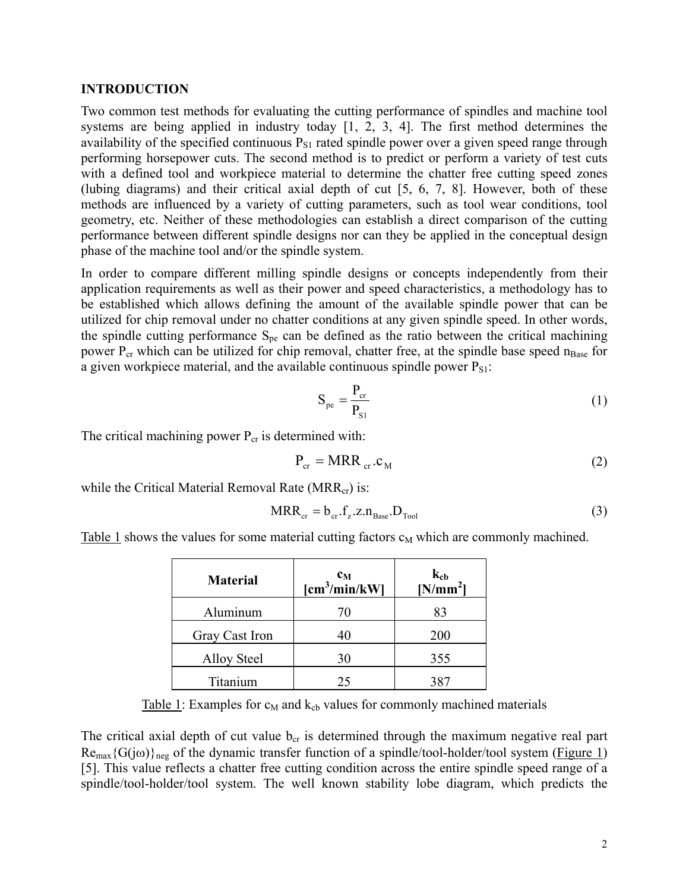## INTRODUCTION

Two common test methods for evaluating the cutting performance of spindles and machine tool systems are being applied in industry today [1, 2, 3, 4]. The first method determines the availability of the specified continuous $P_{S1}$ rated spindle power over a given speed range through performing horsepower cuts. The second method is to predict or perform a variety of test cuts with a defined tool and workpiece material to determine the chatter free cutting speed zones (lubing diagrams) and their critical axial depth of cut [5, 6, 7, 8]. However, both of these methods are influenced by a variety of cutting parameters, such as tool wear conditions, tool geometry, etc. Neither of these methodologies can establish a direct comparison of the cutting performance between different spindle designs nor can they be applied in the conceptual design phase of the machine tool and/or the spindle system.

In order to compare different milling spindle designs or concepts independently from their application requirements as well as their power and speed characteristics, a methodology has to be established which allows defining the amount of the available spindle power that can be utilized for chip removal under no chatter conditions at any given spindle speed. In other words, the spindle cutting performance $S_{pe}$ can be defined as the ratio between the critical machining power $P_{cr}$ which can be utilized for chip removal, chatter free, at the spindle base speed $n_{Base}$ for a given workpiece material, and the available continuous spindle power $P_{S1}$:

$$S_{pe} = \frac{P_{cr}}{P_{S1}} \tag{1}$$

The critical machining power $P_{cr}$ is determined with:

$$P_{cr} = MRR_{cr} . c_M \tag{2}$$

while the Critical Material Removal Rate ($MRR_{cr}$) is:

$$MRR_{cr} = b_{cr} . f_z . z . n_{Base} . D_{Tool} \tag{3}$$

Table 1 shows the values for some material cutting factors $c_M$ which are commonly machined.

| Material | $c_M$ [cm³/min/kW] | $k_{cb}$ [N/mm²] |
|---|---|---|
| Aluminum | 70 | 83 |
| Gray Cast Iron | 40 | 200 |
| Alloy Steel | 30 | 355 |
| Titanium | 25 | 387 |

Table 1: Examples for $c_M$ and $k_{cb}$ values for commonly machined materials

The critical axial depth of cut value $b_{cr}$ is determined through the maximum negative real part $Re_{max}\{G(j\omega)\}_{neg}$ of the dynamic transfer function of a spindle/tool-holder/tool system (Figure 1) [5]. This value reflects a chatter free cutting condition across the entire spindle speed range of a spindle/tool-holder/tool system. The well known stability lobe diagram, which predicts the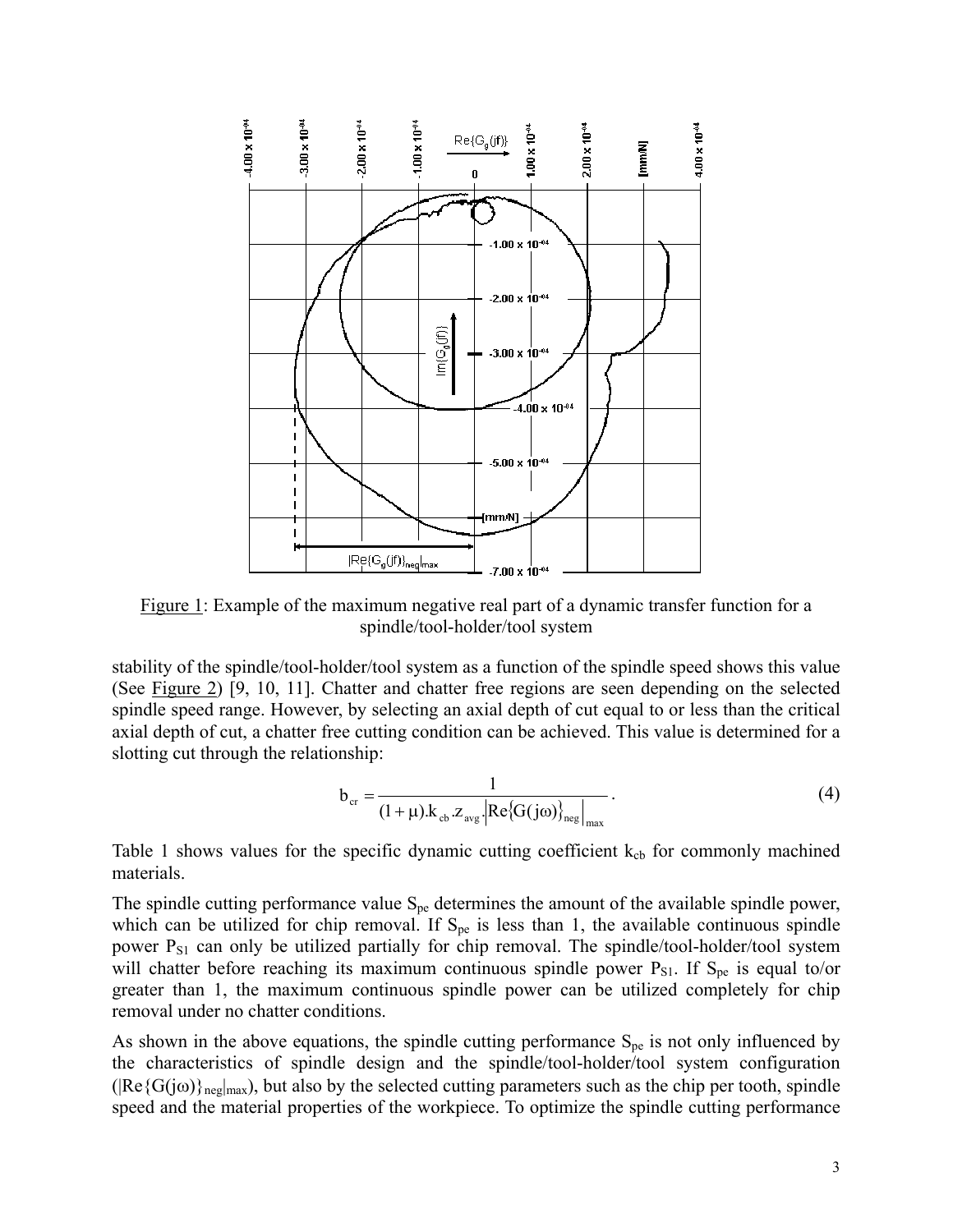Figure 1: Example of the maximum negative real part of a dynamic transfer function for a spindle/tool-holder/tool system

stability of the spindle/tool-holder/tool system as a function of the spindle speed shows this value (See Figure 2) [9, 10, 11]. Chatter and chatter free regions are seen depending on the selected spindle speed range. However, by selecting an axial depth of cut equal to or less than the critical axial depth of cut, a chatter free cutting condition can be achieved. This value is determined for a slotting cut through the relationship:

$$b_{cr} = \frac{1}{(1+\mu).k_{cb}.z_{avg}.\left|\mathrm{Re}\{G(j\omega)\}_{neg}\right|_{max}} . \tag{4}$$

Table 1 shows values for the specific dynamic cutting coefficient $k_{cb}$ for commonly machined materials.

The spindle cutting performance value $S_{pe}$ determines the amount of the available spindle power, which can be utilized for chip removal. If $S_{pe}$ is less than 1, the available continuous spindle power $P_{S1}$ can only be utilized partially for chip removal. The spindle/tool-holder/tool system will chatter before reaching its maximum continuous spindle power $P_{S1}$. If $S_{pe}$ is equal to/or greater than 1, the maximum continuous spindle power can be utilized completely for chip removal under no chatter conditions.

As shown in the above equations, the spindle cutting performance $S_{pe}$ is not only influenced by the characteristics of spindle design and the spindle/tool-holder/tool system configuration ($|\mathrm{Re}\{G(j\omega)\}_{neg}|_{max}$), but also by the selected cutting parameters such as the chip per tooth, spindle speed and the material properties of the workpiece. To optimize the spindle cutting performance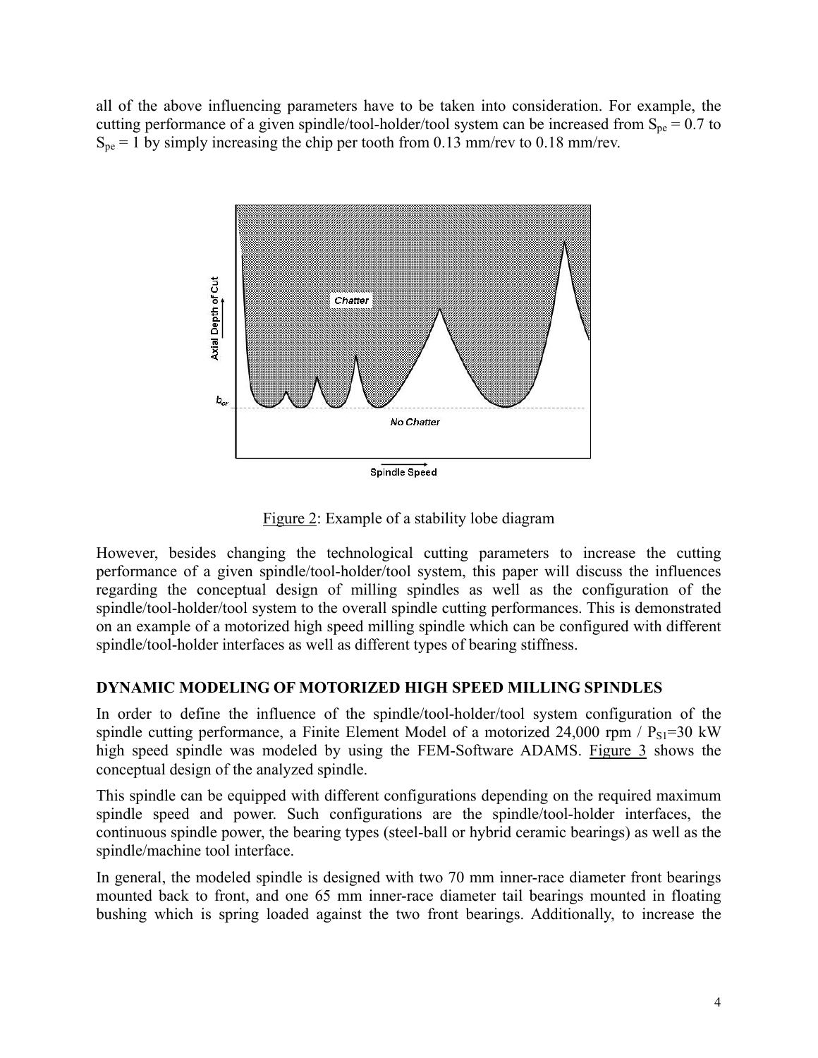all of the above influencing parameters have to be taken into consideration. For example, the cutting performance of a given spindle/tool-holder/tool system can be increased from $S_{pe}$ = 0.7 to $S_{pe}$ = 1 by simply increasing the chip per tooth from 0.13 mm/rev to 0.18 mm/rev.

Figure 2: Example of a stability lobe diagram

However, besides changing the technological cutting parameters to increase the cutting performance of a given spindle/tool-holder/tool system, this paper will discuss the influences regarding the conceptual design of milling spindles as well as the configuration of the spindle/tool-holder/tool system to the overall spindle cutting performances. This is demonstrated on an example of a motorized high speed milling spindle which can be configured with different spindle/tool-holder interfaces as well as different types of bearing stiffness.

## DYNAMIC MODELING OF MOTORIZED HIGH SPEED MILLING SPINDLES

In order to define the influence of the spindle/tool-holder/tool system configuration of the spindle cutting performance, a Finite Element Model of a motorized 24,000 rpm / $P_{S1}$=30 kW high speed spindle was modeled by using the FEM-Software ADAMS. Figure 3 shows the conceptual design of the analyzed spindle.

This spindle can be equipped with different configurations depending on the required maximum spindle speed and power. Such configurations are the spindle/tool-holder interfaces, the continuous spindle power, the bearing types (steel-ball or hybrid ceramic bearings) as well as the spindle/machine tool interface.

In general, the modeled spindle is designed with two 70 mm inner-race diameter front bearings mounted back to front, and one 65 mm inner-race diameter tail bearings mounted in floating bushing which is spring loaded against the two front bearings. Additionally, to increase the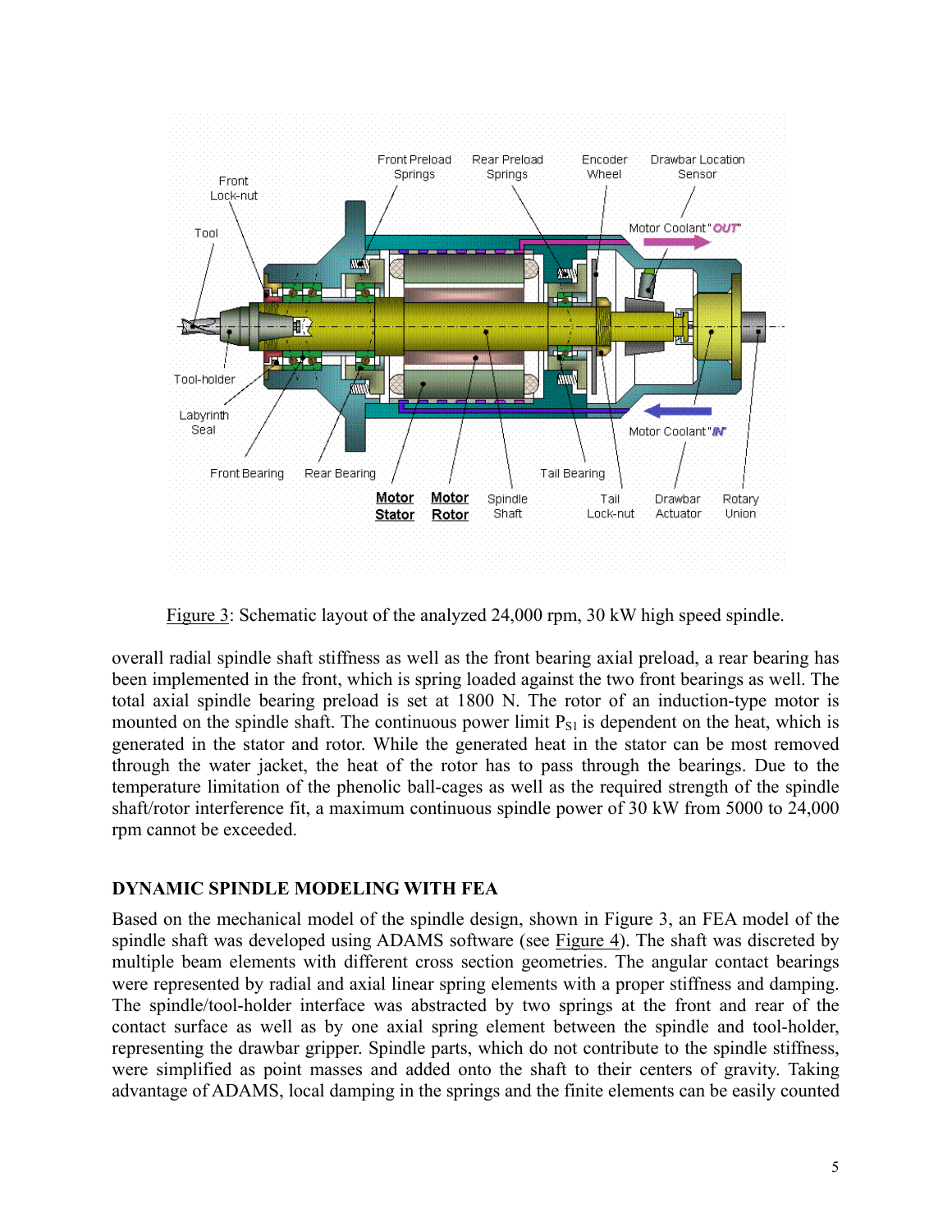Figure 3: Schematic layout of the analyzed 24,000 rpm, 30 kW high speed spindle.

overall radial spindle shaft stiffness as well as the front bearing axial preload, a rear bearing has been implemented in the front, which is spring loaded against the two front bearings as well. The total axial spindle bearing preload is set at 1800 N. The rotor of an induction-type motor is mounted on the spindle shaft. The continuous power limit $P_{S1}$ is dependent on the heat, which is generated in the stator and rotor. While the generated heat in the stator can be most removed through the water jacket, the heat of the rotor has to pass through the bearings. Due to the temperature limitation of the phenolic ball-cages as well as the required strength of the spindle shaft/rotor interference fit, a maximum continuous spindle power of 30 kW from 5000 to 24,000 rpm cannot be exceeded.

## DYNAMIC SPINDLE MODELING WITH FEA

Based on the mechanical model of the spindle design, shown in Figure 3, an FEA model of the spindle shaft was developed using ADAMS software (see Figure 4). The shaft was discreted by multiple beam elements with different cross section geometries. The angular contact bearings were represented by radial and axial linear spring elements with a proper stiffness and damping. The spindle/tool-holder interface was abstracted by two springs at the front and rear of the contact surface as well as by one axial spring element between the spindle and tool-holder, representing the drawbar gripper. Spindle parts, which do not contribute to the spindle stiffness, were simplified as point masses and added onto the shaft to their centers of gravity. Taking advantage of ADAMS, local damping in the springs and the finite elements can be easily counted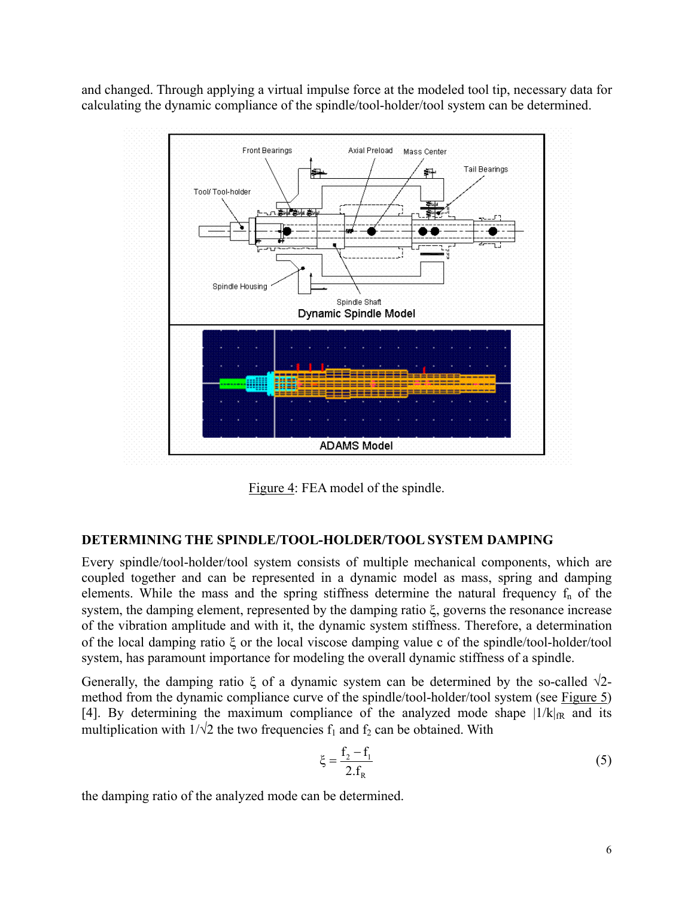and changed. Through applying a virtual impulse force at the modeled tool tip, necessary data for calculating the dynamic compliance of the spindle/tool-holder/tool system can be determined.

Figure 4: FEA model of the spindle.

## DETERMINING THE SPINDLE/TOOL-HOLDER/TOOL SYSTEM DAMPING

Every spindle/tool-holder/tool system consists of multiple mechanical components, which are coupled together and can be represented in a dynamic model as mass, spring and damping elements. While the mass and the spring stiffness determine the natural frequency $f_n$ of the system, the damping element, represented by the damping ratio $\xi$, governs the resonance increase of the vibration amplitude and with it, the dynamic system stiffness. Therefore, a determination of the local damping ratio $\xi$ or the local viscose damping value c of the spindle/tool-holder/tool system, has paramount importance for modeling the overall dynamic stiffness of a spindle.

Generally, the damping ratio $\xi$ of a dynamic system can be determined by the so-called $\sqrt{2}$-method from the dynamic compliance curve of the spindle/tool-holder/tool system (see Figure 5) [4]. By determining the maximum compliance of the analyzed mode shape $|1/k|_{fR}$ and its multiplication with $1/\sqrt{2}$ the two frequencies $f_1$ and $f_2$ can be obtained. With

$$\xi = \frac{f_2 - f_1}{2.f_R} \tag{5}$$

the damping ratio of the analyzed mode can be determined.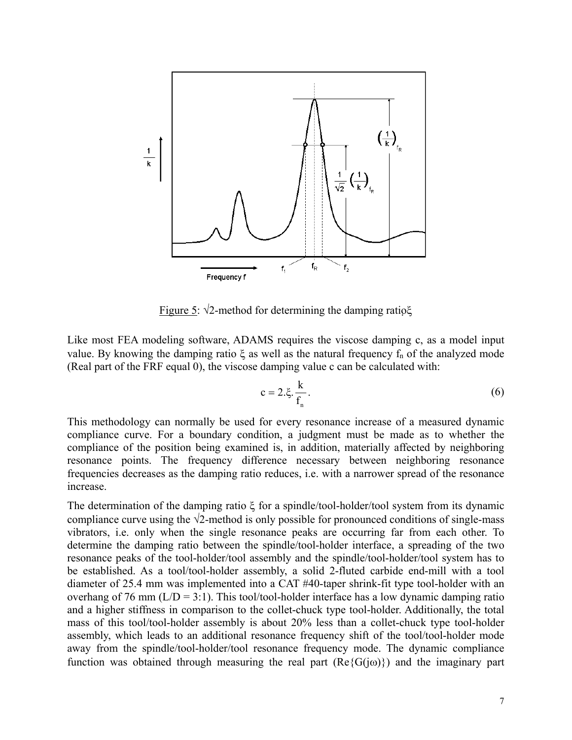Figure 5: √2-method for determining the damping ratio $\xi$

Like most FEA modeling software, ADAMS requires the viscose damping c, as a model input value. By knowing the damping ratio $\xi$ as well as the natural frequency $f_n$ of the analyzed mode (Real part of the FRF equal 0), the viscose damping value c can be calculated with:

$$c = 2.\xi.\frac{k}{f_n}. \tag{6}$$

This methodology can normally be used for every resonance increase of a measured dynamic compliance curve. For a boundary condition, a judgment must be made as to whether the compliance of the position being examined is, in addition, materially affected by neighboring resonance points. The frequency difference necessary between neighboring resonance frequencies decreases as the damping ratio reduces, i.e. with a narrower spread of the resonance increase.

The determination of the damping ratio $\xi$ for a spindle/tool-holder/tool system from its dynamic compliance curve using the √2-method is only possible for pronounced conditions of single-mass vibrators, i.e. only when the single resonance peaks are occurring far from each other. To determine the damping ratio between the spindle/tool-holder interface, a spreading of the two resonance peaks of the tool-holder/tool assembly and the spindle/tool-holder/tool system has to be established. As a tool/tool-holder assembly, a solid 2-fluted carbide end-mill with a tool diameter of 25.4 mm was implemented into a CAT #40-taper shrink-fit type tool-holder with an overhang of 76 mm (L/D = 3:1). This tool/tool-holder interface has a low dynamic damping ratio and a higher stiffness in comparison to the collet-chuck type tool-holder. Additionally, the total mass of this tool/tool-holder assembly is about 20% less than a collet-chuck type tool-holder assembly, which leads to an additional resonance frequency shift of the tool/tool-holder mode away from the spindle/tool-holder/tool resonance frequency mode. The dynamic compliance function was obtained through measuring the real part ($Re\{G(j\omega)\}$) and the imaginary part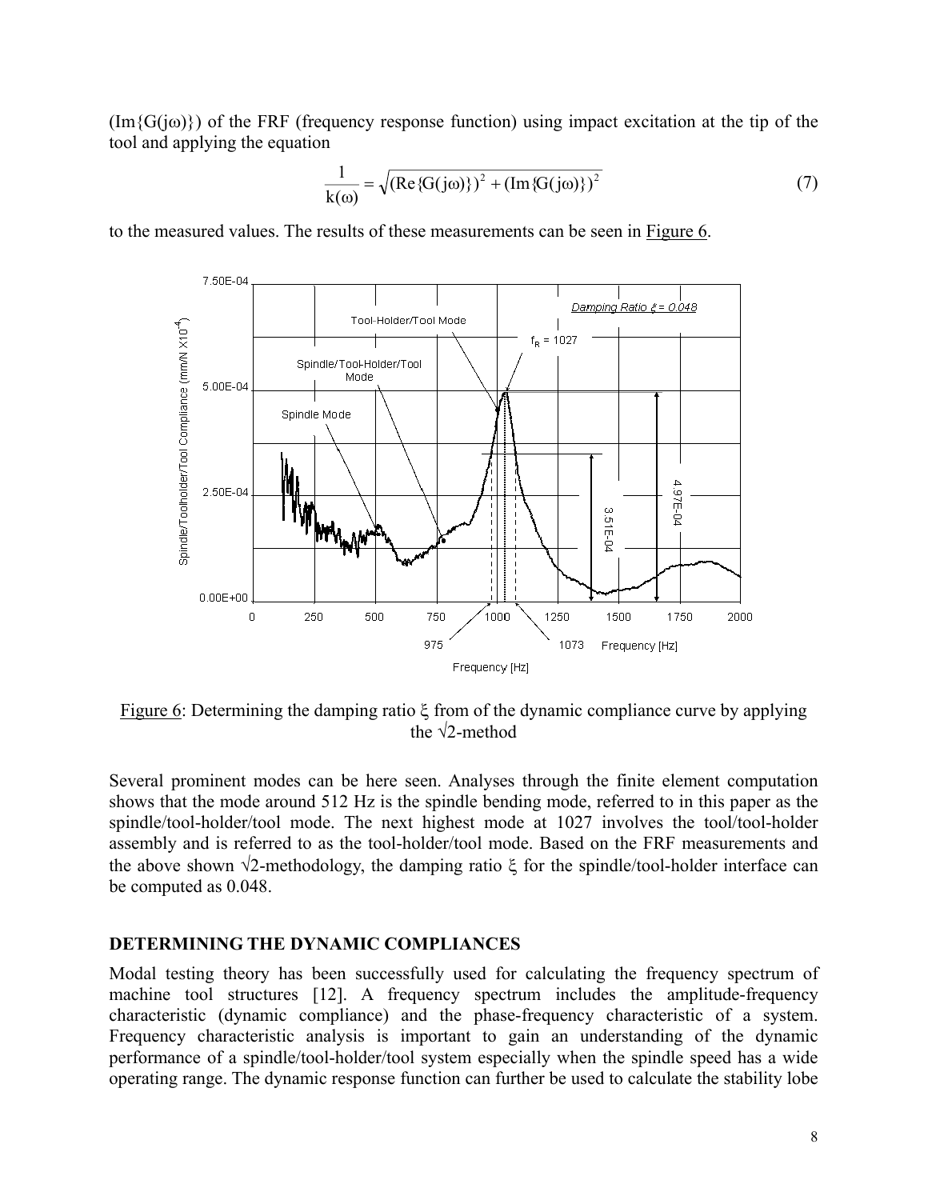($\text{Im}\{G(j\omega)\}$) of the FRF (frequency response function) using impact excitation at the tip of the tool and applying the equation

$$\frac{1}{k(\omega)} = \sqrt{(\text{Re}\{G(j\omega)\})^2 + (\text{Im}\{G(j\omega)\})^2} \tag{7}$$

to the measured values. The results of these measurements can be seen in Figure 6.

Figure 6: Determining the damping ratio $\xi$ from of the dynamic compliance curve by applying the $\sqrt{2}$-method

Several prominent modes can be here seen. Analyses through the finite element computation shows that the mode around 512 Hz is the spindle bending mode, referred to in this paper as the spindle/tool-holder/tool mode. The next highest mode at 1027 involves the tool/tool-holder assembly and is referred to as the tool-holder/tool mode. Based on the FRF measurements and the above shown $\sqrt{2}$-methodology, the damping ratio $\xi$ for the spindle/tool-holder interface can be computed as 0.048.

## DETERMINING THE DYNAMIC COMPLIANCES

Modal testing theory has been successfully used for calculating the frequency spectrum of machine tool structures [12]. A frequency spectrum includes the amplitude-frequency characteristic (dynamic compliance) and the phase-frequency characteristic of a system. Frequency characteristic analysis is important to gain an understanding of the dynamic performance of a spindle/tool-holder/tool system especially when the spindle speed has a wide operating range. The dynamic response function can further be used to calculate the stability lobe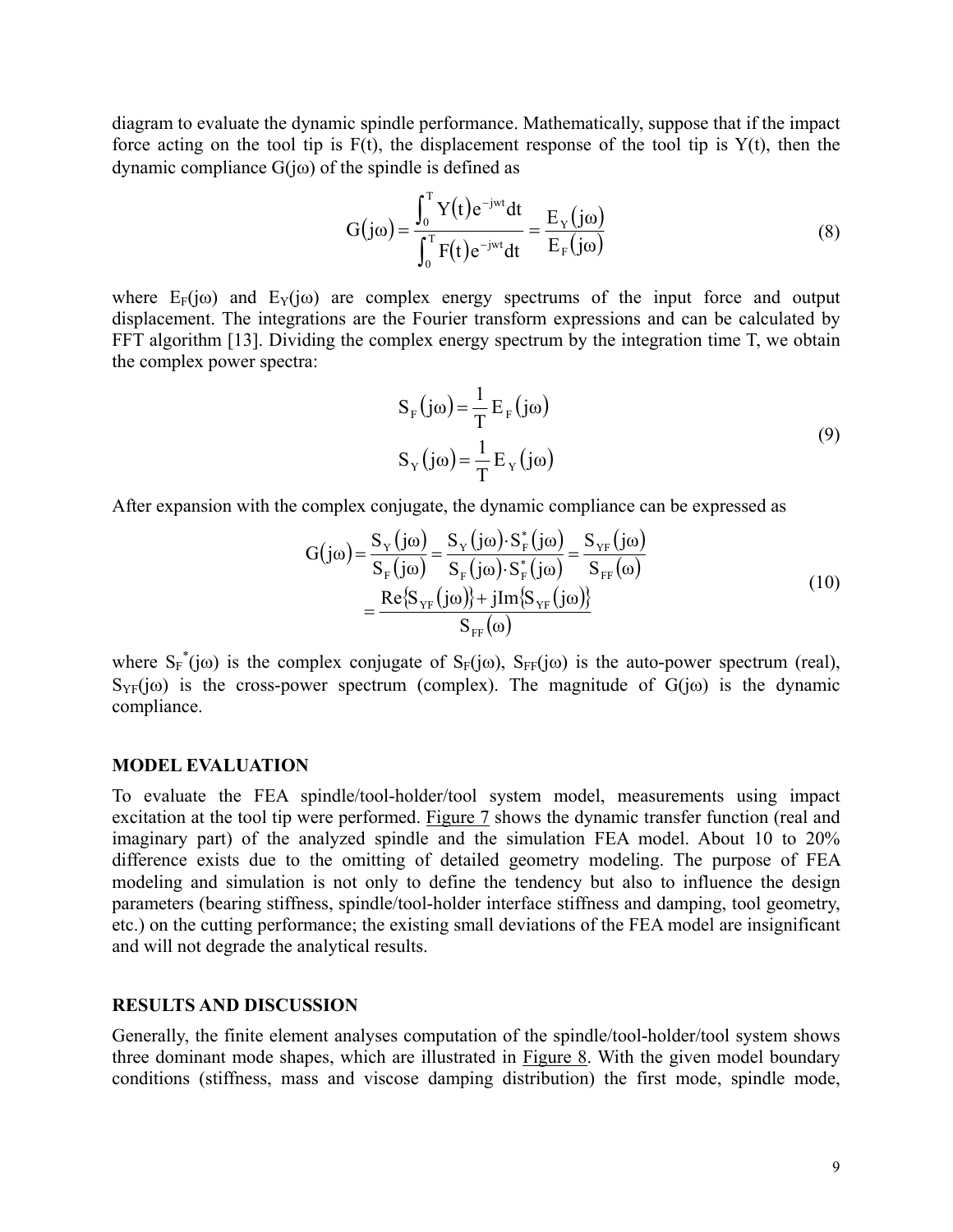diagram to evaluate the dynamic spindle performance. Mathematically, suppose that if the impact force acting on the tool tip is F(t), the displacement response of the tool tip is Y(t), then the dynamic compliance G(jω) of the spindle is defined as

$$G(j\omega) = \frac{\int_0^T Y(t)e^{-jwt}dt}{\int_0^T F(t)e^{-jwt}dt} = \frac{E_Y(j\omega)}{E_F(j\omega)} \tag{8}$$

where $E_F(j\omega)$ and $E_Y(j\omega)$ are complex energy spectrums of the input force and output displacement. The integrations are the Fourier transform expressions and can be calculated by FFT algorithm [13]. Dividing the complex energy spectrum by the integration time T, we obtain the complex power spectra:

$$\begin{aligned} S_F(j\omega) &= \frac{1}{T}E_F(j\omega) \\ S_Y(j\omega) &= \frac{1}{T}E_Y(j\omega) \end{aligned} \tag{9}$$

After expansion with the complex conjugate, the dynamic compliance can be expressed as

$$\begin{aligned} G(j\omega) &= \frac{S_Y(j\omega)}{S_F(j\omega)} = \frac{S_Y(j\omega)\cdot S_F^*(j\omega)}{S_F(j\omega)\cdot S_F^*(j\omega)} = \frac{S_{YF}(j\omega)}{S_{FF}(\omega)} \\ &= \frac{\mathrm{Re}\{S_{YF}(j\omega)\} + j\mathrm{Im}\{S_{YF}(j\omega)\}}{S_{FF}(\omega)} \end{aligned} \tag{10}$$

where $S_F^*(j\omega)$ is the complex conjugate of $S_F(j\omega)$, $S_{FF}(j\omega)$ is the auto-power spectrum (real), $S_{YF}(j\omega)$ is the cross-power spectrum (complex). The magnitude of G(jω) is the dynamic compliance.

## MODEL EVALUATION

To evaluate the FEA spindle/tool-holder/tool system model, measurements using impact excitation at the tool tip were performed. Figure 7 shows the dynamic transfer function (real and imaginary part) of the analyzed spindle and the simulation FEA model. About 10 to 20% difference exists due to the omitting of detailed geometry modeling. The purpose of FEA modeling and simulation is not only to define the tendency but also to influence the design parameters (bearing stiffness, spindle/tool-holder interface stiffness and damping, tool geometry, etc.) on the cutting performance; the existing small deviations of the FEA model are insignificant and will not degrade the analytical results.

## RESULTS AND DISCUSSION

Generally, the finite element analyses computation of the spindle/tool-holder/tool system shows three dominant mode shapes, which are illustrated in Figure 8. With the given model boundary conditions (stiffness, mass and viscose damping distribution) the first mode, spindle mode,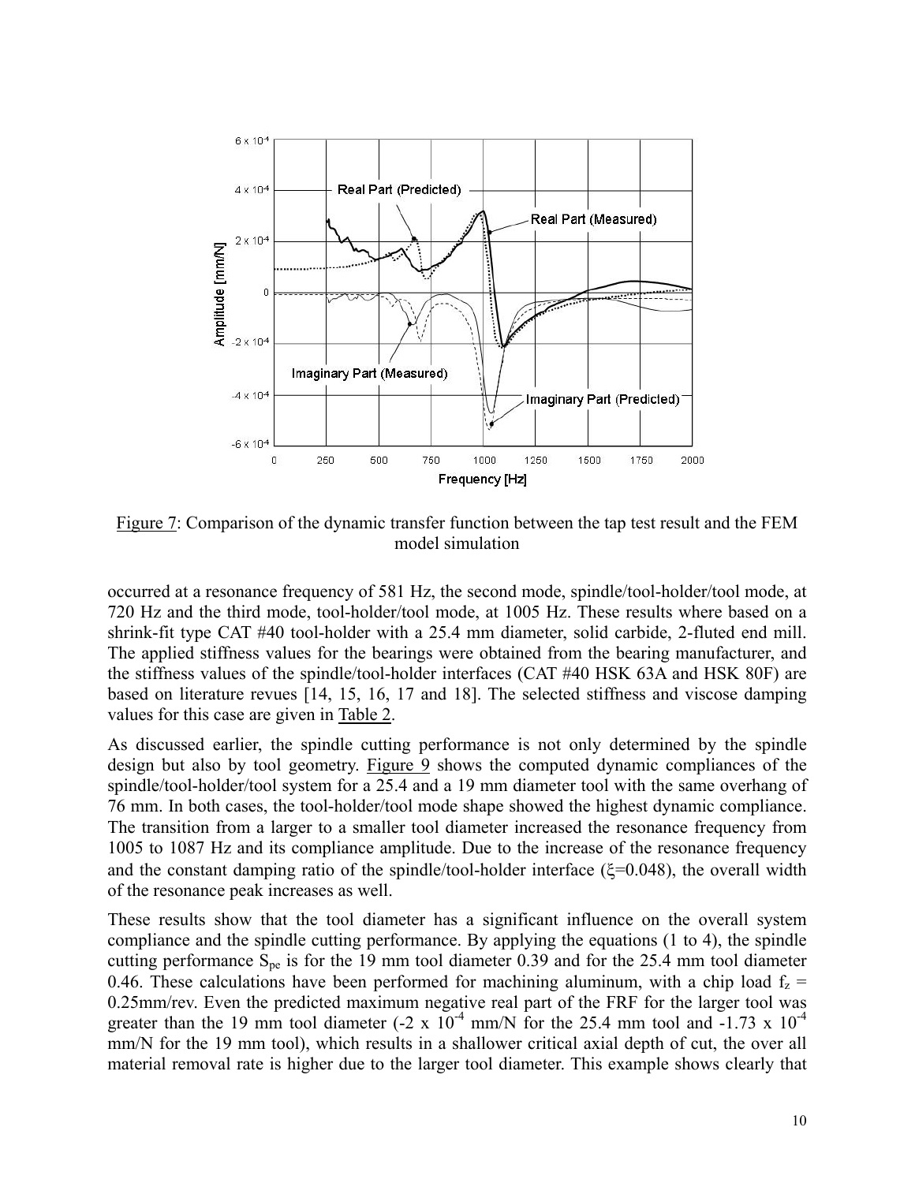Figure 7: Comparison of the dynamic transfer function between the tap test result and the FEM model simulation

occurred at a resonance frequency of 581 Hz, the second mode, spindle/tool-holder/tool mode, at 720 Hz and the third mode, tool-holder/tool mode, at 1005 Hz. These results where based on a shrink-fit type CAT #40 tool-holder with a 25.4 mm diameter, solid carbide, 2-fluted end mill. The applied stiffness values for the bearings were obtained from the bearing manufacturer, and the stiffness values of the spindle/tool-holder interfaces (CAT #40 HSK 63A and HSK 80F) are based on literature revues [14, 15, 16, 17 and 18]. The selected stiffness and viscose damping values for this case are given in Table 2.

As discussed earlier, the spindle cutting performance is not only determined by the spindle design but also by tool geometry. Figure 9 shows the computed dynamic compliances of the spindle/tool-holder/tool system for a 25.4 and a 19 mm diameter tool with the same overhang of 76 mm. In both cases, the tool-holder/tool mode shape showed the highest dynamic compliance. The transition from a larger to a smaller tool diameter increased the resonance frequency from 1005 to 1087 Hz and its compliance amplitude. Due to the increase of the resonance frequency and the constant damping ratio of the spindle/tool-holder interface ($\xi$=0.048), the overall width of the resonance peak increases as well.

These results show that the tool diameter has a significant influence on the overall system compliance and the spindle cutting performance. By applying the equations (1 to 4), the spindle cutting performance $S_{pe}$ is for the 19 mm tool diameter 0.39 and for the 25.4 mm tool diameter 0.46. These calculations have been performed for machining aluminum, with a chip load $f_z$ = 0.25mm/rev. Even the predicted maximum negative real part of the FRF for the larger tool was greater than the 19 mm tool diameter ($-2 \times 10^{-4}$ mm/N for the 25.4 mm tool and $-1.73 \times 10^{-4}$ mm/N for the 19 mm tool), which results in a shallower critical axial depth of cut, the over all material removal rate is higher due to the larger tool diameter. This example shows clearly that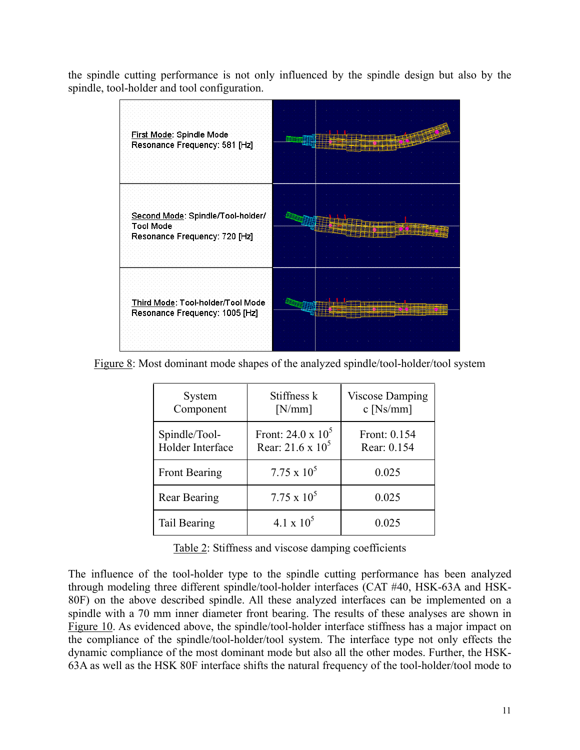the spindle cutting performance is not only influenced by the spindle design but also by the spindle, tool-holder and tool configuration.

| | |
|---|---|
| First Mode: Spindle Mode<br>Resonance Frequency: 581 [Hz] | |
| Second Mode: Spindle/Tool-holder/ Tool Mode<br>Resonance Frequency: 720 [Hz] | |
| Third Mode: Tool-holder/Tool Mode<br>Resonance Frequency: 1005 [Hz] | |

Figure 8: Most dominant mode shapes of the analyzed spindle/tool-holder/tool system

| System Component | Stiffness k [N/mm] | Viscose Damping c [Ns/mm] |
|---|---|---|
| Spindle/Tool-Holder Interface | Front: $24.0 \times 10^5$<br>Rear: $21.6 \times 10^5$ | Front: 0.154<br>Rear: 0.154 |
| Front Bearing | $7.75 \times 10^5$ | 0.025 |
| Rear Bearing | $7.75 \times 10^5$ | 0.025 |
| Tail Bearing | $4.1 \times 10^5$ | 0.025 |

Table 2: Stiffness and viscose damping coefficients

The influence of the tool-holder type to the spindle cutting performance has been analyzed through modeling three different spindle/tool-holder interfaces (CAT #40, HSK-63A and HSK-80F) on the above described spindle. All these analyzed interfaces can be implemented on a spindle with a 70 mm inner diameter front bearing. The results of these analyses are shown in Figure 10. As evidenced above, the spindle/tool-holder interface stiffness has a major impact on the compliance of the spindle/tool-holder/tool system. The interface type not only effects the dynamic compliance of the most dominant mode but also all the other modes. Further, the HSK-63A as well as the HSK 80F interface shifts the natural frequency of the tool-holder/tool mode to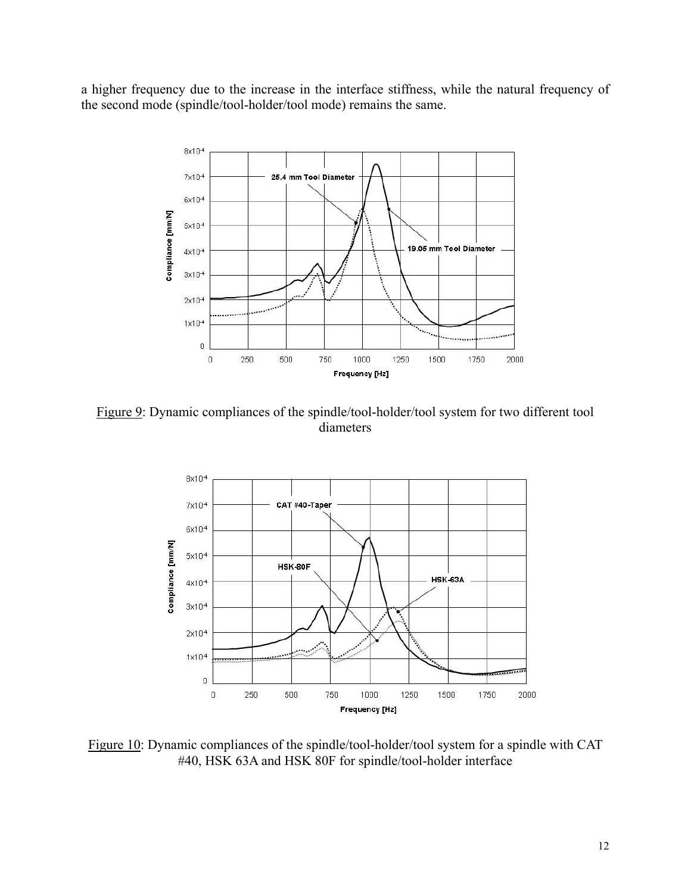a higher frequency due to the increase in the interface stiffness, while the natural frequency of the second mode (spindle/tool-holder/tool mode) remains the same.

Figure 9: Dynamic compliances of the spindle/tool-holder/tool system for two different tool diameters

Figure 10: Dynamic compliances of the spindle/tool-holder/tool system for a spindle with CAT #40, HSK 63A and HSK 80F for spindle/tool-holder interface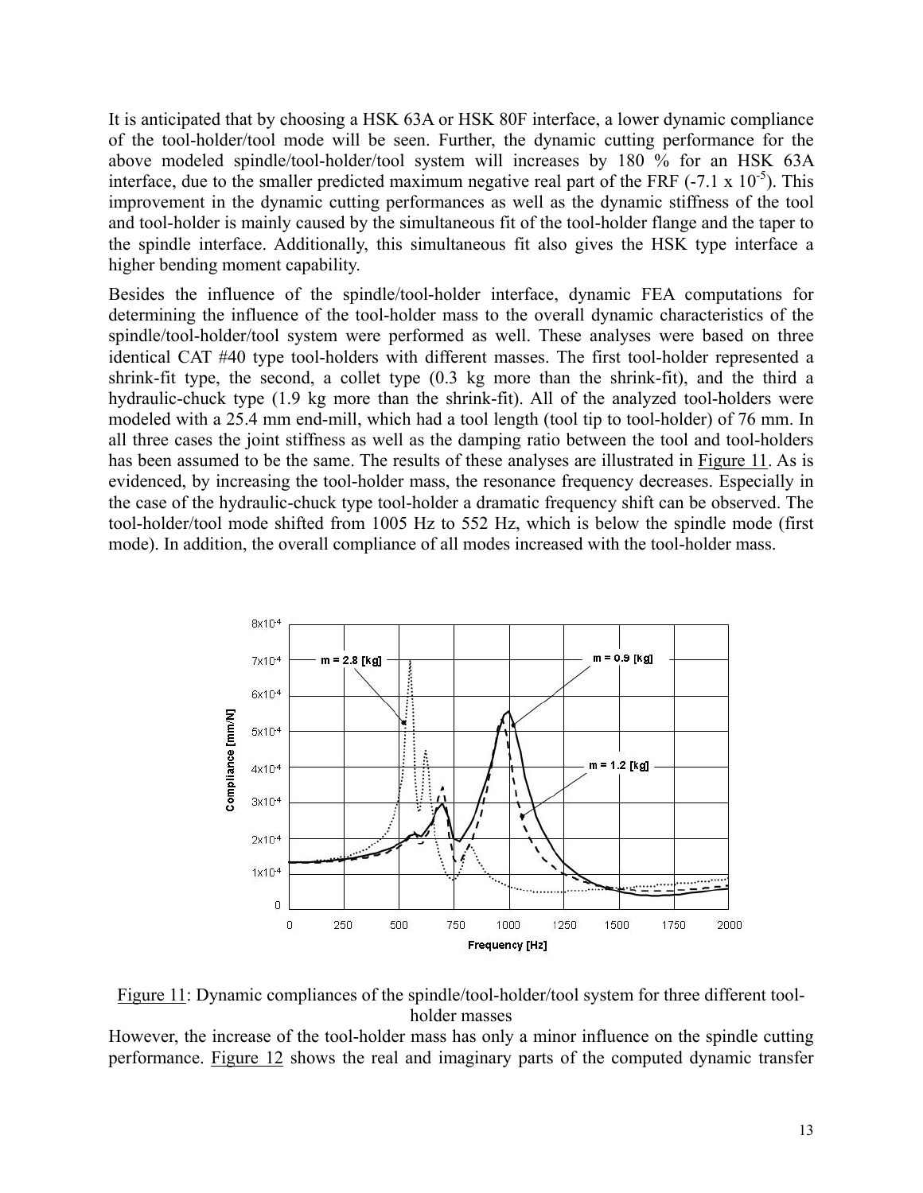It is anticipated that by choosing a HSK 63A or HSK 80F interface, a lower dynamic compliance of the tool-holder/tool mode will be seen. Further, the dynamic cutting performance for the above modeled spindle/tool-holder/tool system will increases by 180 % for an HSK 63A interface, due to the smaller predicted maximum negative real part of the FRF ($-7.1 \times 10^{-5}$). This improvement in the dynamic cutting performances as well as the dynamic stiffness of the tool and tool-holder is mainly caused by the simultaneous fit of the tool-holder flange and the taper to the spindle interface. Additionally, this simultaneous fit also gives the HSK type interface a higher bending moment capability.

Besides the influence of the spindle/tool-holder interface, dynamic FEA computations for determining the influence of the tool-holder mass to the overall dynamic characteristics of the spindle/tool-holder/tool system were performed as well. These analyses were based on three identical CAT #40 type tool-holders with different masses. The first tool-holder represented a shrink-fit type, the second, a collet type (0.3 kg more than the shrink-fit), and the third a hydraulic-chuck type (1.9 kg more than the shrink-fit). All of the analyzed tool-holders were modeled with a 25.4 mm end-mill, which had a tool length (tool tip to tool-holder) of 76 mm. In all three cases the joint stiffness as well as the damping ratio between the tool and tool-holders has been assumed to be the same. The results of these analyses are illustrated in Figure 11. As is evidenced, by increasing the tool-holder mass, the resonance frequency decreases. Especially in the case of the hydraulic-chuck type tool-holder a dramatic frequency shift can be observed. The tool-holder/tool mode shifted from 1005 Hz to 552 Hz, which is below the spindle mode (first mode). In addition, the overall compliance of all modes increased with the tool-holder mass.

Figure 11: Dynamic compliances of the spindle/tool-holder/tool system for three different tool-holder masses

However, the increase of the tool-holder mass has only a minor influence on the spindle cutting performance. Figure 12 shows the real and imaginary parts of the computed dynamic transfer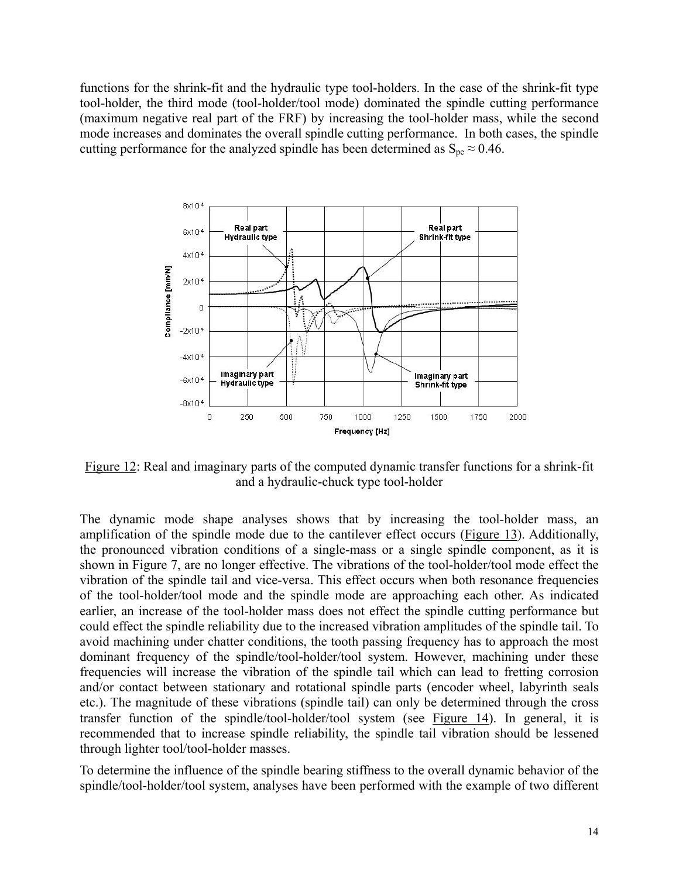functions for the shrink-fit and the hydraulic type tool-holders. In the case of the shrink-fit type tool-holder, the third mode (tool-holder/tool mode) dominated the spindle cutting performance (maximum negative real part of the FRF) by increasing the tool-holder mass, while the second mode increases and dominates the overall spindle cutting performance. In both cases, the spindle cutting performance for the analyzed spindle has been determined as $S_{pe} \approx 0.46$.

Figure 12: Real and imaginary parts of the computed dynamic transfer functions for a shrink-fit and a hydraulic-chuck type tool-holder

The dynamic mode shape analyses shows that by increasing the tool-holder mass, an amplification of the spindle mode due to the cantilever effect occurs (Figure 13). Additionally, the pronounced vibration conditions of a single-mass or a single spindle component, as it is shown in Figure 7, are no longer effective. The vibrations of the tool-holder/tool mode effect the vibration of the spindle tail and vice-versa. This effect occurs when both resonance frequencies of the tool-holder/tool mode and the spindle mode are approaching each other. As indicated earlier, an increase of the tool-holder mass does not effect the spindle cutting performance but could effect the spindle reliability due to the increased vibration amplitudes of the spindle tail. To avoid machining under chatter conditions, the tooth passing frequency has to approach the most dominant frequency of the spindle/tool-holder/tool system. However, machining under these frequencies will increase the vibration of the spindle tail which can lead to fretting corrosion and/or contact between stationary and rotational spindle parts (encoder wheel, labyrinth seals etc.). The magnitude of these vibrations (spindle tail) can only be determined through the cross transfer function of the spindle/tool-holder/tool system (see Figure 14). In general, it is recommended that to increase spindle reliability, the spindle tail vibration should be lessened through lighter tool/tool-holder masses.

To determine the influence of the spindle bearing stiffness to the overall dynamic behavior of the spindle/tool-holder/tool system, analyses have been performed with the example of two different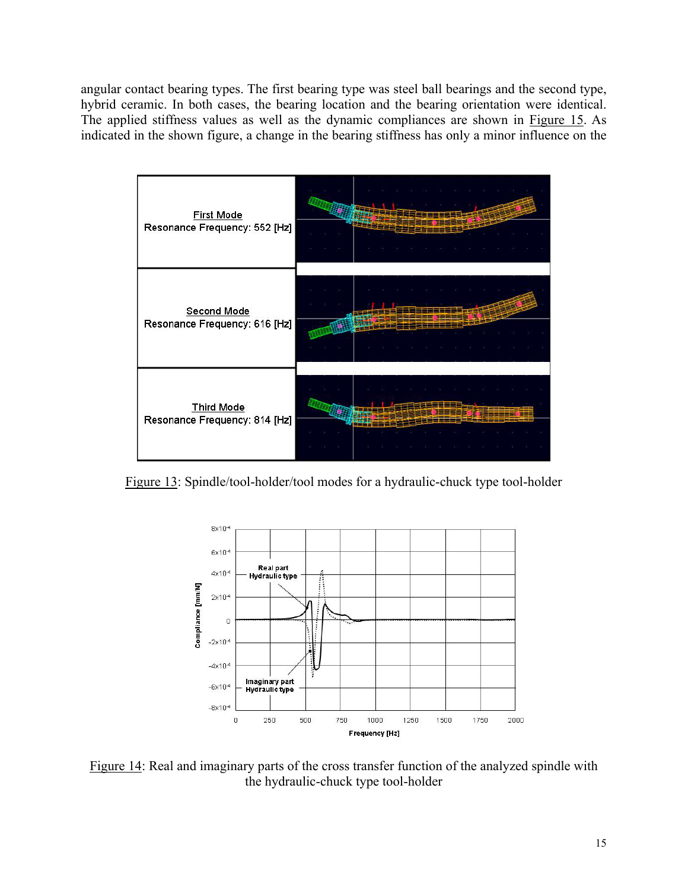angular contact bearing types. The first bearing type was steel ball bearings and the second type, hybrid ceramic. In both cases, the bearing location and the bearing orientation were identical. The applied stiffness values as well as the dynamic compliances are shown in Figure 15. As indicated in the shown figure, a change in the bearing stiffness has only a minor influence on the

| | |
|---|---|
| First Mode<br>Resonance Frequency: 552 [Hz] | |
| Second Mode<br>Resonance Frequency: 616 [Hz] | |
| Third Mode<br>Resonance Frequency: 814 [Hz] | |

Figure 13: Spindle/tool-holder/tool modes for a hydraulic-chuck type tool-holder

Figure 14: Real and imaginary parts of the cross transfer function of the analyzed spindle with the hydraulic-chuck type tool-holder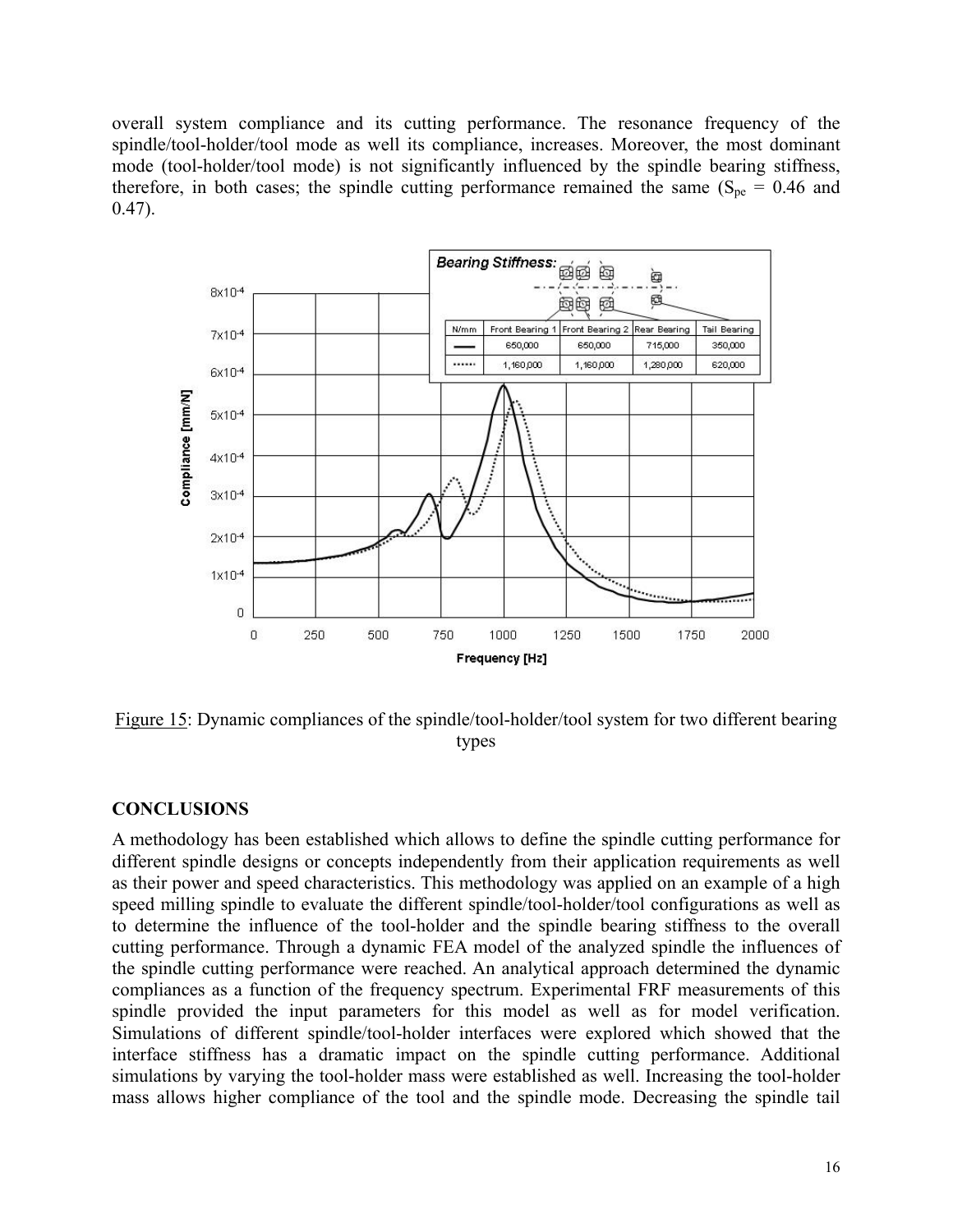overall system compliance and its cutting performance. The resonance frequency of the spindle/tool-holder/tool mode as well its compliance, increases. Moreover, the most dominant mode (tool-holder/tool mode) is not significantly influenced by the spindle bearing stiffness, therefore, in both cases; the spindle cutting performance remained the same ($S_{pe}$ = 0.46 and 0.47).

Figure 15: Dynamic compliances of the spindle/tool-holder/tool system for two different bearing types

## CONCLUSIONS

A methodology has been established which allows to define the spindle cutting performance for different spindle designs or concepts independently from their application requirements as well as their power and speed characteristics. This methodology was applied on an example of a high speed milling spindle to evaluate the different spindle/tool-holder/tool configurations as well as to determine the influence of the tool-holder and the spindle bearing stiffness to the overall cutting performance. Through a dynamic FEA model of the analyzed spindle the influences of the spindle cutting performance were reached. An analytical approach determined the dynamic compliances as a function of the frequency spectrum. Experimental FRF measurements of this spindle provided the input parameters for this model as well as for model verification. Simulations of different spindle/tool-holder interfaces were explored which showed that the interface stiffness has a dramatic impact on the spindle cutting performance. Additional simulations by varying the tool-holder mass were established as well. Increasing the tool-holder mass allows higher compliance of the tool and the spindle mode. Decreasing the spindle tail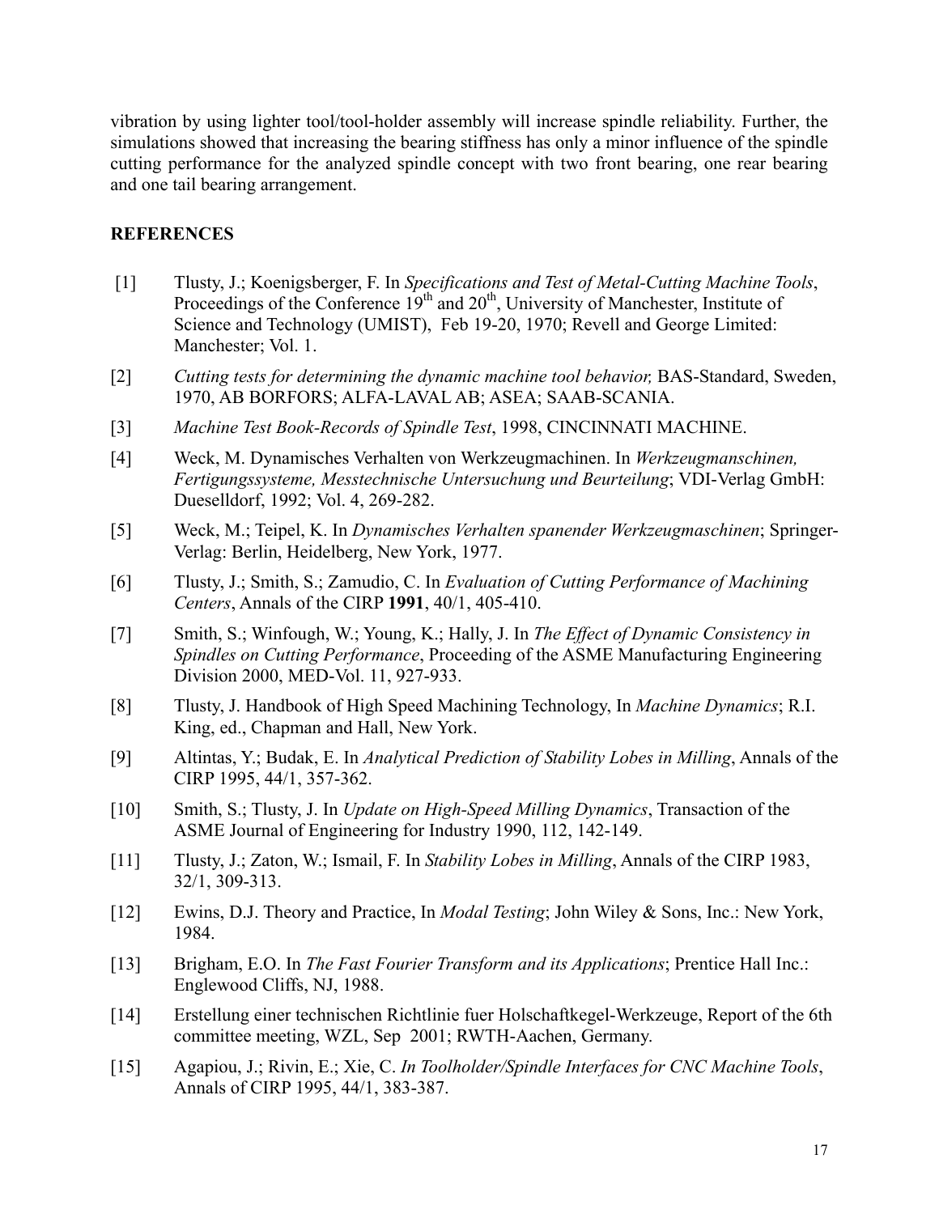vibration by using lighter tool/tool-holder assembly will increase spindle reliability. Further, the simulations showed that increasing the bearing stiffness has only a minor influence of the spindle cutting performance for the analyzed spindle concept with two front bearing, one rear bearing and one tail bearing arrangement.

## REFERENCES

[1] Tlusty, J.; Koenigsberger, F. In *Specifications and Test of Metal-Cutting Machine Tools*, Proceedings of the Conference $19^{th}$ and $20^{th}$, University of Manchester, Institute of Science and Technology (UMIST), Feb 19-20, 1970; Revell and George Limited: Manchester; Vol. 1.

[2] *Cutting tests for determining the dynamic machine tool behavior,* BAS-Standard, Sweden, 1970, AB BORFORS; ALFA-LAVAL AB; ASEA; SAAB-SCANIA.

[3] *Machine Test Book-Records of Spindle Test*, 1998, CINCINNATI MACHINE.

[4] Weck, M. Dynamisches Verhalten von Werkzeugmachinen. In *Werkzeugmanschinen, Fertigungssysteme, Messtechnische Untersuchung und Beurteilung*; VDI-Verlag GmbH: Dueselldorf, 1992; Vol. 4, 269-282.

[5] Weck, M.; Teipel, K. In *Dynamisches Verhalten spanender Werkzeugmaschinen*; Springer-Verlag: Berlin, Heidelberg, New York, 1977.

[6] Tlusty, J.; Smith, S.; Zamudio, C. In *Evaluation of Cutting Performance of Machining Centers*, Annals of the CIRP **1991**, 40/1, 405-410.

[7] Smith, S.; Winfough, W.; Young, K.; Hally, J. In *The Effect of Dynamic Consistency in Spindles on Cutting Performance*, Proceeding of the ASME Manufacturing Engineering Division 2000, MED-Vol. 11, 927-933.

[8] Tlusty, J. Handbook of High Speed Machining Technology, In *Machine Dynamics*; R.I. King, ed., Chapman and Hall, New York.

[9] Altintas, Y.; Budak, E. In *Analytical Prediction of Stability Lobes in Milling*, Annals of the CIRP 1995, 44/1, 357-362.

[10] Smith, S.; Tlusty, J. In *Update on High-Speed Milling Dynamics*, Transaction of the ASME Journal of Engineering for Industry 1990, 112, 142-149.

[11] Tlusty, J.; Zaton, W.; Ismail, F. In *Stability Lobes in Milling*, Annals of the CIRP 1983, 32/1, 309-313.

[12] Ewins, D.J. Theory and Practice, In *Modal Testing*; John Wiley & Sons, Inc.: New York, 1984.

[13] Brigham, E.O. In *The Fast Fourier Transform and its Applications*; Prentice Hall Inc.: Englewood Cliffs, NJ, 1988.

[14] Erstellung einer technischen Richtlinie fuer Holschaftkegel-Werkzeuge, Report of the 6th committee meeting, WZL, Sep 2001; RWTH-Aachen, Germany.

[15] Agapiou, J.; Rivin, E.; Xie, C. *In Toolholder/Spindle Interfaces for CNC Machine Tools*, Annals of CIRP 1995, 44/1, 383-387.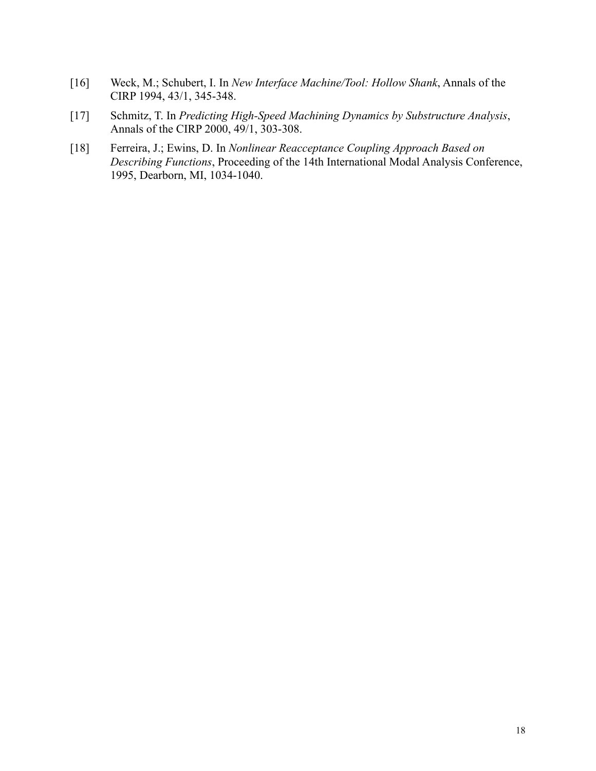[16] Weck, M.; Schubert, I. In *New Interface Machine/Tool: Hollow Shank*, Annals of the CIRP 1994, 43/1, 345-348.

[17] Schmitz, T. In *Predicting High-Speed Machining Dynamics by Substructure Analysis*, Annals of the CIRP 2000, 49/1, 303-308.

[18] Ferreira, J.; Ewins, D. In *Nonlinear Reacceptance Coupling Approach Based on Describing Functions*, Proceeding of the 14th International Modal Analysis Conference, 1995, Dearborn, MI, 1034-1040.